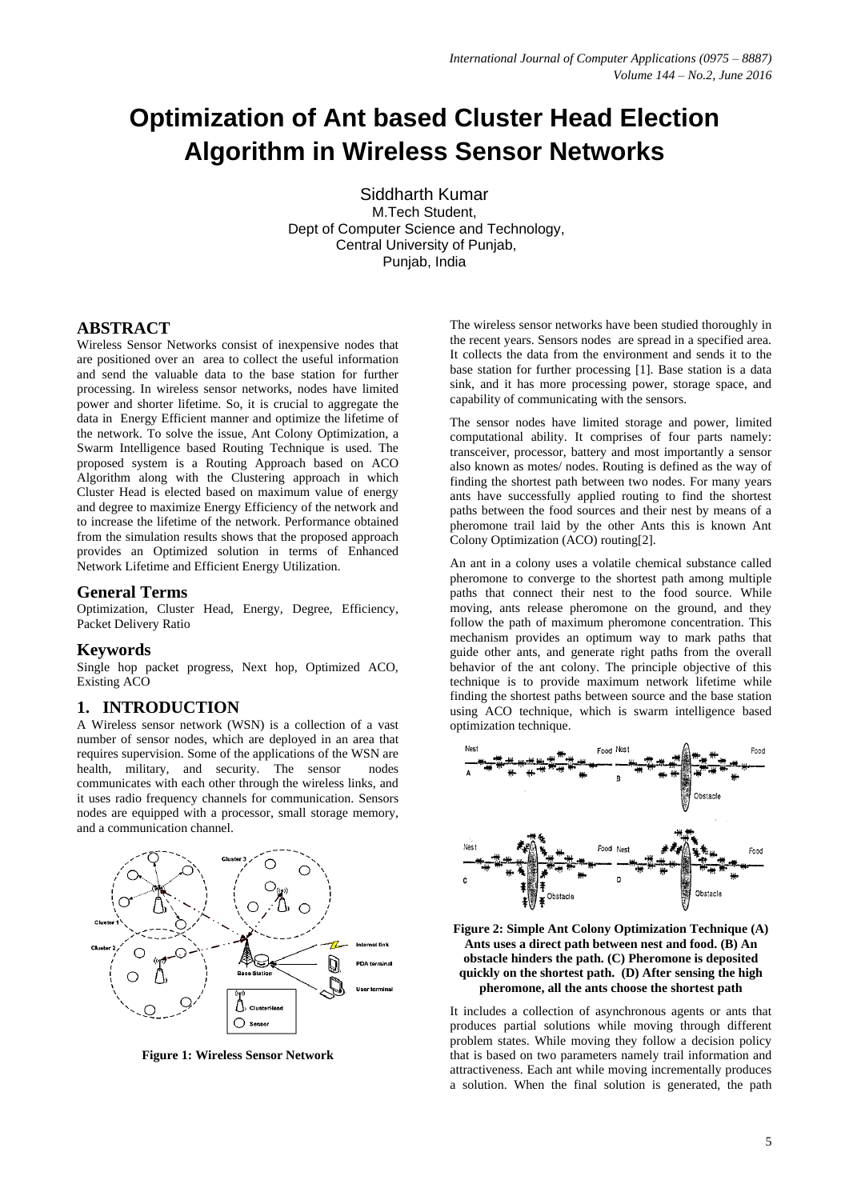# Optimization of Ant based Cluster Head Election Algorithm in Wireless Sensor Networks

Siddharth Kumar
M.Tech Student,
Dept of Computer Science and Technology,
Central University of Punjab,
Punjab, India

## ABSTRACT

Wireless Sensor Networks consist of inexpensive nodes that are positioned over an area to collect the useful information and send the valuable data to the base station for further processing. In wireless sensor networks, nodes have limited power and shorter lifetime. So, it is crucial to aggregate the data in Energy Efficient manner and optimize the lifetime of the network. To solve the issue, Ant Colony Optimization, a Swarm Intelligence based Routing Technique is used. The proposed system is a Routing Approach based on ACO Algorithm along with the Clustering approach in which Cluster Head is elected based on maximum value of energy and degree to maximize Energy Efficiency of the network and to increase the lifetime of the network. Performance obtained from the simulation results shows that the proposed approach provides an Optimized solution in terms of Enhanced Network Lifetime and Efficient Energy Utilization.

## General Terms

Optimization, Cluster Head, Energy, Degree, Efficiency, Packet Delivery Ratio

## Keywords

Single hop packet progress, Next hop, Optimized ACO, Existing ACO

## 1. INTRODUCTION

A Wireless sensor network (WSN) is a collection of a vast number of sensor nodes, which are deployed in an area that requires supervision. Some of the applications of the WSN are health, military, and security. The sensor nodes communicates with each other through the wireless links, and it uses radio frequency channels for communication. Sensors nodes are equipped with a processor, small storage memory, and a communication channel.

**Figure 1: Wireless Sensor Network**

The wireless sensor networks have been studied thoroughly in the recent years. Sensors nodes are spread in a specified area. It collects the data from the environment and sends it to the base station for further processing [1]. Base station is a data sink, and it has more processing power, storage space, and capability of communicating with the sensors.

The sensor nodes have limited storage and power, limited computational ability. It comprises of four parts namely: transceiver, processor, battery and most importantly a sensor also known as motes/ nodes. Routing is defined as the way of finding the shortest path between two nodes. For many years ants have successfully applied routing to find the shortest paths between the food sources and their nest by means of a pheromone trail laid by the other Ants this is known Ant Colony Optimization (ACO) routing[2].

An ant in a colony uses a volatile chemical substance called pheromone to converge to the shortest path among multiple paths that connect their nest to the food source. While moving, ants release pheromone on the ground, and they follow the path of maximum pheromone concentration. This mechanism provides an optimum way to mark paths that guide other ants, and generate right paths from the overall behavior of the ant colony. The principle objective of this technique is to provide maximum network lifetime while finding the shortest paths between source and the base station using ACO technique, which is swarm intelligence based optimization technique.

**Figure 2: Simple Ant Colony Optimization Technique (A) Ants uses a direct path between nest and food. (B) An obstacle hinders the path. (C) Pheromone is deposited quickly on the shortest path. (D) After sensing the high pheromone, all the ants choose the shortest path**

It includes a collection of asynchronous agents or ants that produces partial solutions while moving through different problem states. While moving they follow a decision policy that is based on two parameters namely trail information and attractiveness. Each ant while moving incrementally produces a solution. When the final solution is generated, the path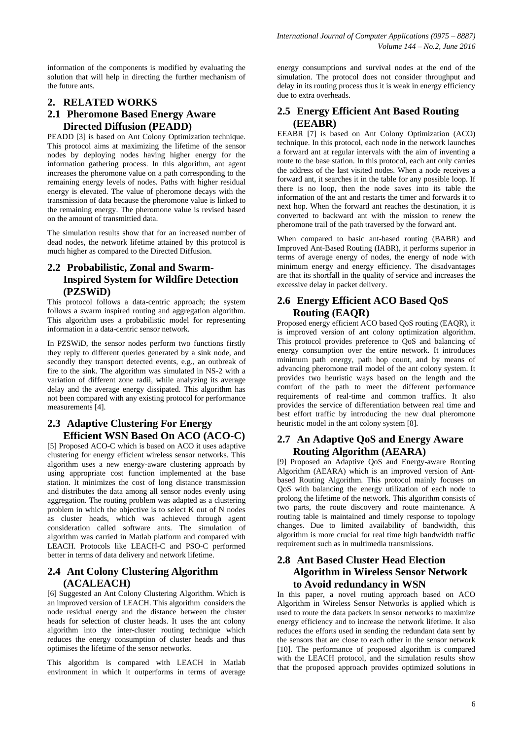information of the components is modified by evaluating the solution that will help in directing the further mechanism of the future ants.

## 2. RELATED WORKS

### 2.1 Pheromone Based Energy Aware Directed Diffusion (PEADD)

PEADD [3] is based on Ant Colony Optimization technique. This protocol aims at maximizing the lifetime of the sensor nodes by deploying nodes having higher energy for the information gathering process. In this algorithm, ant agent increases the pheromone value on a path corresponding to the remaining energy levels of nodes. Paths with higher residual energy is elevated. The value of pheromone decays with the transmission of data because the pheromone value is linked to the remaining energy. The pheromone value is revised based on the amount of transmittied data.

The simulation results show that for an increased number of dead nodes, the network lifetime attained by this protocol is much higher as compared to the Directed Diffusion.

### 2.2 Probabilistic, Zonal and Swarm-Inspired System for Wildfire Detection (PZSWiD)

This protocol follows a data-centric approach; the system follows a swarm inspired routing and aggregation algorithm. This algorithm uses a probabilistic model for representing information in a data-centric sensor network.

In PZSWiD, the sensor nodes perform two functions firstly they reply to different queries generated by a sink node, and secondly they transport detected events, e.g., an outbreak of fire to the sink. The algorithm was simulated in NS-2 with a variation of different zone radii, while analyzing its average delay and the average energy dissipated. This algorithm has not been compared with any existing protocol for performance measurements [4].

### 2.3 Adaptive Clustering For Energy Efficient WSN Based On ACO (ACO-C)

[5] Proposed ACO-C which is based on ACO it uses adaptive clustering for energy efficient wireless sensor networks. This algorithm uses a new energy-aware clustering approach by using appropriate cost function implemented at the base station. It minimizes the cost of long distance transmission and distributes the data among all sensor nodes evenly using aggregation. The routing problem was adapted as a clustering problem in which the objective is to select K out of N nodes as cluster heads, which was achieved through agent consideration called software ants. The simulation of algorithm was carried in Matlab platform and compared with LEACH. Protocols like LEACH-C and PSO-C performed better in terms of data delivery and network lifetime.

### 2.4 Ant Colony Clustering Algorithm (ACALEACH)

[6] Suggested an Ant Colony Clustering Algorithm. Which is an improved version of LEACH. This algorithm considers the node residual energy and the distance between the cluster heads for selection of cluster heads. It uses the ant colony algorithm into the inter-cluster routing technique which reduces the energy consumption of cluster heads and thus optimises the lifetime of the sensor networks.

This algorithm is compared with LEACH in Matlab environment in which it outperforms in terms of average energy consumptions and survival nodes at the end of the simulation. The protocol does not consider throughput and delay in its routing process thus it is weak in energy efficiency due to extra overheads.

### 2.5 Energy Efficient Ant Based Routing (EEABR)

EEABR [7] is based on Ant Colony Optimization (ACO) technique. In this protocol, each node in the network launches a forward ant at regular intervals with the aim of inventing a route to the base station. In this protocol, each ant only carries the address of the last visited nodes. When a node receives a forward ant, it searches it in the table for any possible loop. If there is no loop, then the node saves into its table the information of the ant and restarts the timer and forwards it to next hop. When the forward ant reaches the destination, it is converted to backward ant with the mission to renew the pheromone trail of the path traversed by the forward ant.

When compared to basic ant-based routing (BABR) and Improved Ant-Based Routing (IABR), it performs superior in terms of average energy of nodes, the energy of node with minimum energy and energy efficiency. The disadvantages are that its shortfall in the quality of service and increases the excessive delay in packet delivery.

### 2.6 Energy Efficient ACO Based QoS Routing (EAQR)

Proposed energy efficient ACO based QoS routing (EAQR), it is improved version of ant colony optimization algorithm. This protocol provides preference to QoS and balancing of energy consumption over the entire network. It introduces minimum path energy, path hop count, and by means of advancing pheromone trail model of the ant colony system. It provides two heuristic ways based on the length and the comfort of the path to meet the different performance requirements of real-time and common traffics. It also provides the service of differentiation between real time and best effort traffic by introducing the new dual pheromone heuristic model in the ant colony system [8].

### 2.7 An Adaptive QoS and Energy Aware Routing Algorithm (AEARA)

[9] Proposed an Adaptive QoS and Energy-aware Routing Algorithm (AEARA) which is an improved version of Ant-based Routing Algorithm. This protocol mainly focuses on QoS with balancing the energy utilization of each node to prolong the lifetime of the network. This algorithm consists of two parts, the route discovery and route maintenance. A routing table is maintained and timely response to topology changes. Due to limited availability of bandwidth, this algorithm is more crucial for real time high bandwidth traffic requirement such as in multimedia transmissions.

### 2.8 Ant Based Cluster Head Election Algorithm in Wireless Sensor Network to Avoid redundancy in WSN

In this paper, a novel routing approach based on ACO Algorithm in Wireless Sensor Networks is applied which is used to route the data packets in sensor networks to maximize energy efficiency and to increase the network lifetime. It also reduces the efforts used in sending the redundant data sent by the sensors that are close to each other in the sensor network [10]. The performance of proposed algorithm is compared with the LEACH protocol, and the simulation results show that the proposed approach provides optimized solutions in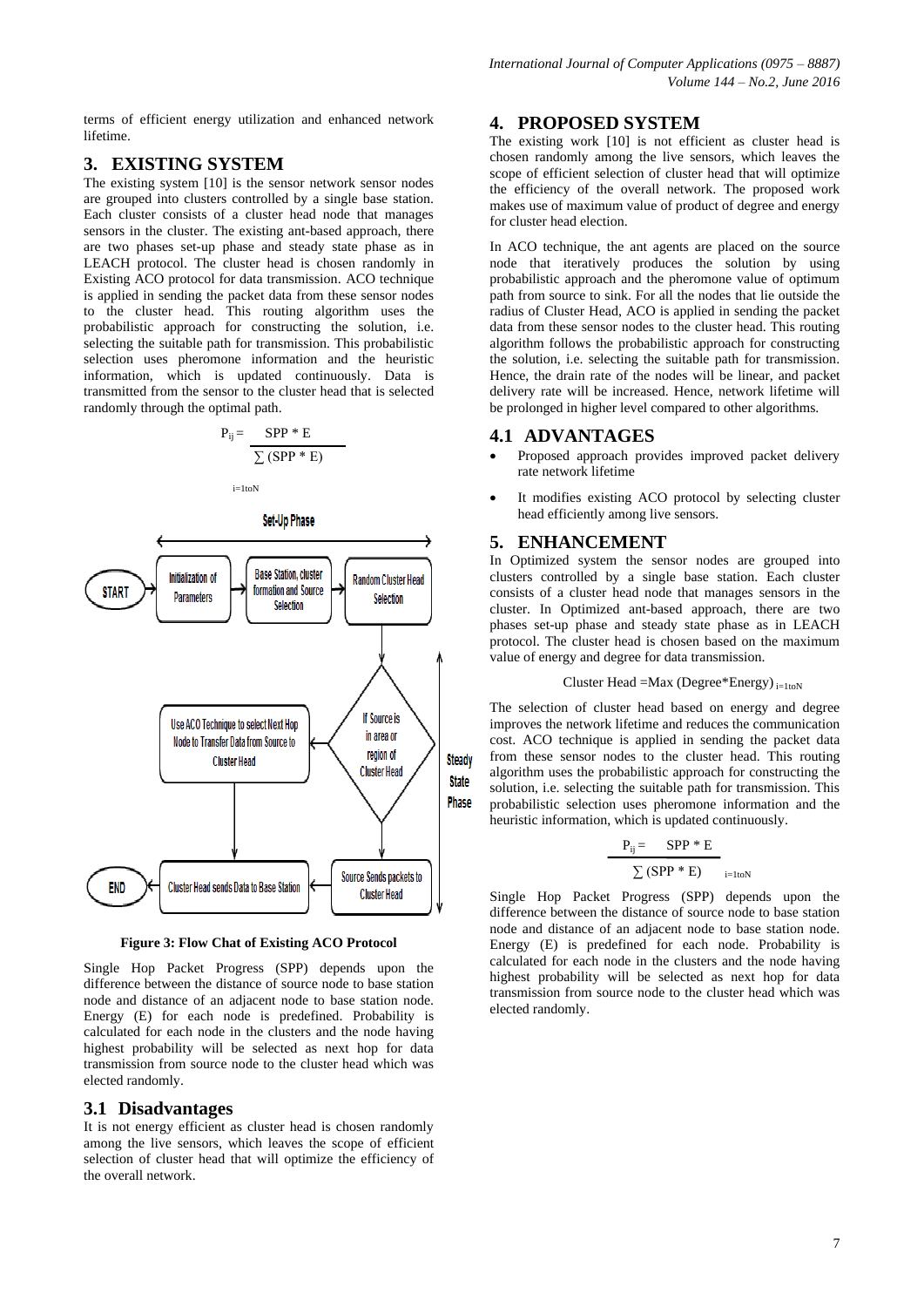terms of efficient energy utilization and enhanced network lifetime.

## 3. EXISTING SYSTEM

The existing system [10] is the sensor network sensor nodes are grouped into clusters controlled by a single base station. Each cluster consists of a cluster head node that manages sensors in the cluster. The existing ant-based approach, there are two phases set-up phase and steady state phase as in LEACH protocol. The cluster head is chosen randomly in Existing ACO protocol for data transmission. ACO technique is applied in sending the packet data from these sensor nodes to the cluster head. This routing algorithm uses the probabilistic approach for constructing the solution, i.e. selecting the suitable path for transmission. This probabilistic selection uses pheromone information and the heuristic information, which is updated continuously. Data is transmitted from the sensor to the cluster head that is selected randomly through the optimal path.

$$P_{ij} = \frac{SPP * E}{\sum_{i=1toN} (SPP * E)}$$

Set-Up Phase

START → Initialization of Parameters → Base Station, cluster formation and Source Selection → Random Cluster Head Selection → If Source is in area or region of Cluster Head → Use ACO Technique to select Next Hop Node to Transfer Data from Source to Cluster Head / Source Sends packets to Cluster Head → Cluster Head sends Data to Base Station → END

Steady State Phase

**Figure 3: Flow Chat of Existing ACO Protocol**

Single Hop Packet Progress (SPP) depends upon the difference between the distance of source node to base station node and distance of an adjacent node to base station node. Energy (E) for each node is predefined. Probability is calculated for each node in the clusters and the node having highest probability will be selected as next hop for data transmission from source node to the cluster head which was elected randomly.

### 3.1 Disadvantages

It is not energy efficient as cluster head is chosen randomly among the live sensors, which leaves the scope of efficient selection of cluster head that will optimize the efficiency of the overall network.

## 4. PROPOSED SYSTEM

The existing work [10] is not efficient as cluster head is chosen randomly among the live sensors, which leaves the scope of efficient selection of cluster head that will optimize the efficiency of the overall network. The proposed work makes use of maximum value of product of degree and energy for cluster head election.

In ACO technique, the ant agents are placed on the source node that iteratively produces the solution by using probabilistic approach and the pheromone value of optimum path from source to sink. For all the nodes that lie outside the radius of Cluster Head, ACO is applied in sending the packet data from these sensor nodes to the cluster head. This routing algorithm follows the probabilistic approach for constructing the solution, i.e. selecting the suitable path for transmission. Hence, the drain rate of the nodes will be linear, and packet delivery rate will be increased. Hence, network lifetime will be prolonged in higher level compared to other algorithms.

### 4.1 ADVANTAGES

- Proposed approach provides improved packet delivery rate network lifetime
- It modifies existing ACO protocol by selecting cluster head efficiently among live sensors.

## 5. ENHANCEMENT

In Optimized system the sensor nodes are grouped into clusters controlled by a single base station. Each cluster consists of a cluster head node that manages sensors in the cluster. In Optimized ant-based approach, there are two phases set-up phase and steady state phase as in LEACH protocol. The cluster head is chosen based on the maximum value of energy and degree for data transmission.

$$\text{Cluster Head} = \text{Max}(\text{Degree} * \text{Energy})_{i=1toN}$$

The selection of cluster head based on energy and degree improves the network lifetime and reduces the communication cost. ACO technique is applied in sending the packet data from these sensor nodes to the cluster head. This routing algorithm uses the probabilistic approach for constructing the solution, i.e. selecting the suitable path for transmission. This probabilistic selection uses pheromone information and the heuristic information, which is updated continuously.

$$P_{ij} = \frac{SPP * E}{\sum (SPP * E)_{i=1toN}}$$

Single Hop Packet Progress (SPP) depends upon the difference between the distance of source node to base station node and distance of an adjacent node to base station node. Energy (E) is predefined for each node. Probability is calculated for each node in the clusters and the node having highest probability will be selected as next hop for data transmission from source node to the cluster head which was elected randomly.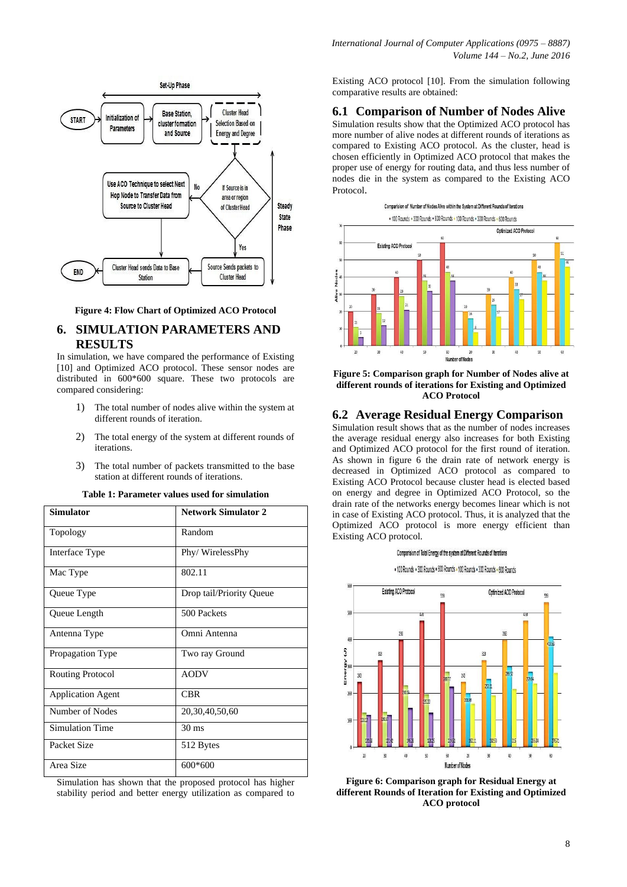Figure 4: Flow Chart of Optimized ACO Protocol

## 6. SIMULATION PARAMETERS AND RESULTS

In simulation, we have compared the performance of Existing [10] and Optimized ACO protocol. These sensor nodes are distributed in 600*600 square. These two protocols are compared considering:

1) The total number of nodes alive within the system at different rounds of iteration.
2) The total energy of the system at different rounds of iterations.
3) The total number of packets transmitted to the base station at different rounds of iterations.

**Table 1: Parameter values used for simulation**

| Simulator | Network Simulator 2 |
|---|---|
| Topology | Random |
| Interface Type | Phy/ WirelessPhy |
| Mac Type | 802.11 |
| Queue Type | Drop tail/Priority Queue |
| Queue Length | 500 Packets |
| Antenna Type | Omni Antenna |
| Propagation Type | Two ray Ground |
| Routing Protocol | AODV |
| Application Agent | CBR |
| Number of Nodes | 20,30,40,50,60 |
| Simulation Time | 30 ms |
| Packet Size | 512 Bytes |
| Area Size | 600*600 |

Simulation has shown that the proposed protocol has higher stability period and better energy utilization as compared to Existing ACO protocol [10]. From the simulation following comparative results are obtained:

### 6.1 Comparison of Number of Nodes Alive

Simulation results show that the Optimized ACO protocol has more number of alive nodes at different rounds of iterations as compared to Existing ACO protocol. As the cluster, head is chosen efficiently in Optimized ACO protocol that makes the proper use of energy for routing data, and thus less number of nodes die in the system as compared to the Existing ACO Protocol.

Figure 5: Comparison graph for Number of Nodes alive at different rounds of iterations for Existing and Optimized ACO Protocol

### 6.2 Average Residual Energy Comparison

Simulation result shows that as the number of nodes increases the average residual energy also increases for both Existing and Optimized ACO protocol for the first round of iteration. As shown in figure 6 the drain rate of network energy is decreased in Optimized ACO protocol as compared to Existing ACO Protocol because cluster head is elected based on energy and degree in Optimized ACO Protocol, so the drain rate of the networks energy becomes linear which is not in case of Existing ACO protocol. Thus, it is analyzed that the Optimized ACO protocol is more energy efficient than Existing ACO protocol.

Figure 6: Comparison graph for Residual Energy at different Rounds of Iteration for Existing and Optimized ACO protocol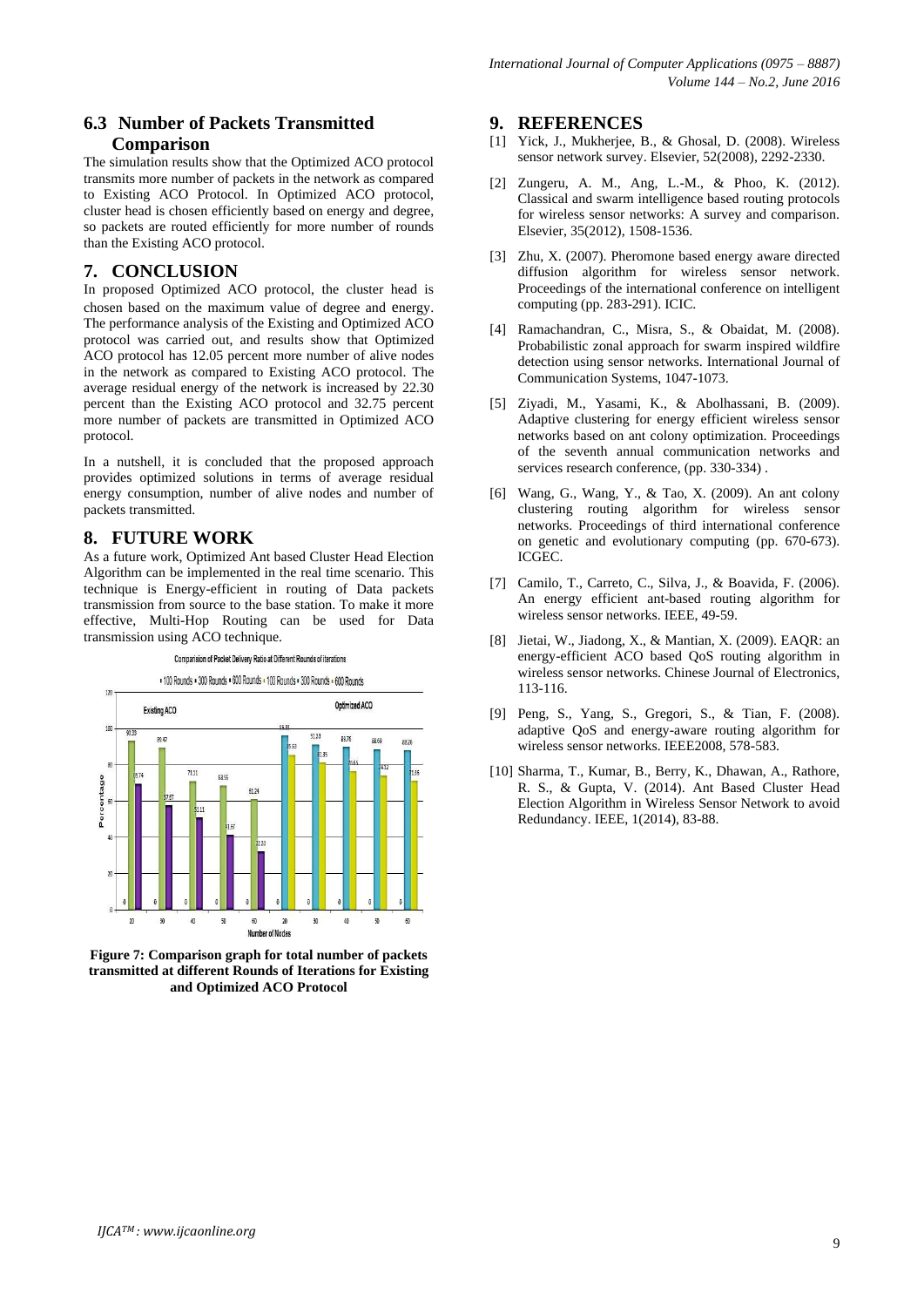## 6.3 Number of Packets Transmitted Comparison

The simulation results show that the Optimized ACO protocol transmits more number of packets in the network as compared to Existing ACO Protocol. In Optimized ACO protocol, cluster head is chosen efficiently based on energy and degree, so packets are routed efficiently for more number of rounds than the Existing ACO protocol.

# 7. CONCLUSION

In proposed Optimized ACO protocol, the cluster head is chosen based on the maximum value of degree and energy. The performance analysis of the Existing and Optimized ACO protocol was carried out, and results show that Optimized ACO protocol has 12.05 percent more number of alive nodes in the network as compared to Existing ACO protocol. The average residual energy of the network is increased by 22.30 percent than the Existing ACO protocol and 32.75 percent more number of packets are transmitted in Optimized ACO protocol.

In a nutshell, it is concluded that the proposed approach provides optimized solutions in terms of average residual energy consumption, number of alive nodes and number of packets transmitted.

# 8. FUTURE WORK

As a future work, Optimized Ant based Cluster Head Election Algorithm can be implemented in the real time scenario. This technique is Energy-efficient in routing of Data packets transmission from source to the base station. To make it more effective, Multi-Hop Routing can be used for Data transmission using ACO technique.

Comparision of Packet Delivery Ratio at Different Rounds of Iterations

100 Rounds, 300 Rounds, 600 Rounds, 100 Rounds, 300 Rounds, 600 Rounds

Existing ACO

Optimized ACO

Percentage

Number of Nodes

Figure 7: Comparison graph for total number of packets transmitted at different Rounds of Iterations for Existing and Optimized ACO Protocol

# 9. REFERENCES

[1] Yick, J., Mukherjee, B., & Ghosal, D. (2008). Wireless sensor network survey. Elsevier, 52(2008), 2292-2330.

[2] Zungeru, A. M., Ang, L.-M., & Phoo, K. (2012). Classical and swarm intelligence based routing protocols for wireless sensor networks: A survey and comparison. Elsevier, 35(2012), 1508-1536.

[3] Zhu, X. (2007). Pheromone based energy aware directed diffusion algorithm for wireless sensor network. Proceedings of the international conference on intelligent computing (pp. 283-291). ICIC.

[4] Ramachandran, C., Misra, S., & Obaidat, M. (2008). Probabilistic zonal approach for swarm inspired wildfire detection using sensor networks. International Journal of Communication Systems, 1047-1073.

[5] Ziyadi, M., Yasami, K., & Abolhassani, B. (2009). Adaptive clustering for energy efficient wireless sensor networks based on ant colony optimization. Proceedings of the seventh annual communication networks and services research conference, (pp. 330-334) .

[6] Wang, G., Wang, Y., & Tao, X. (2009). An ant colony clustering routing algorithm for wireless sensor networks. Proceedings of third international conference on genetic and evolutionary computing (pp. 670-673). ICGEC.

[7] Camilo, T., Carreto, C., Silva, J., & Boavida, F. (2006). An energy efficient ant-based routing algorithm for wireless sensor networks. IEEE, 49-59.

[8] Jietai, W., Jiadong, X., & Mantian, X. (2009). EAQR: an energy-efficient ACO based QoS routing algorithm in wireless sensor networks. Chinese Journal of Electronics, 113-116.

[9] Peng, S., Yang, S., Gregori, S., & Tian, F. (2008). adaptive QoS and energy-aware routing algorithm for wireless sensor networks. IEEE2008, 578-583.

[10] Sharma, T., Kumar, B., Berry, K., Dhawan, A., Rathore, R. S., & Gupta, V. (2014). Ant Based Cluster Head Election Algorithm in Wireless Sensor Network to avoid Redundancy. IEEE, 1(2014), 83-88.